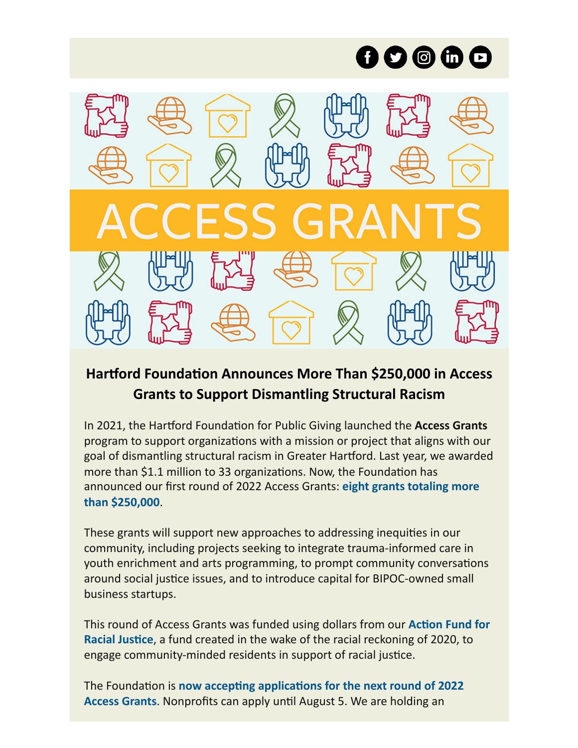ACCESS GRANTS

## Hartford Foundation Announces More Than $250,000 in Access Grants to Support Dismantling Structural Racism

In 2021, the Hartford Foundation for Public Giving launched the **Access Grants** program to support organizations with a mission or project that aligns with our goal of dismantling structural racism in Greater Hartford. Last year, we awarded more than $1.1 million to 33 organizations. Now, the Foundation has announced our first round of 2022 Access Grants: **eight grants totaling more than $250,000**.

These grants will support new approaches to addressing inequities in our community, including projects seeking to integrate trauma-informed care in youth enrichment and arts programming, to prompt community conversations around social justice issues, and to introduce capital for BIPOC-owned small business startups.

This round of Access Grants was funded using dollars from our **Action Fund for Racial Justice**, a fund created in the wake of the racial reckoning of 2020, to engage community-minded residents in support of racial justice.

The Foundation is **now accepting applications for the next round of 2022 Access Grants**. Nonprofits can apply until August 5. We are holding an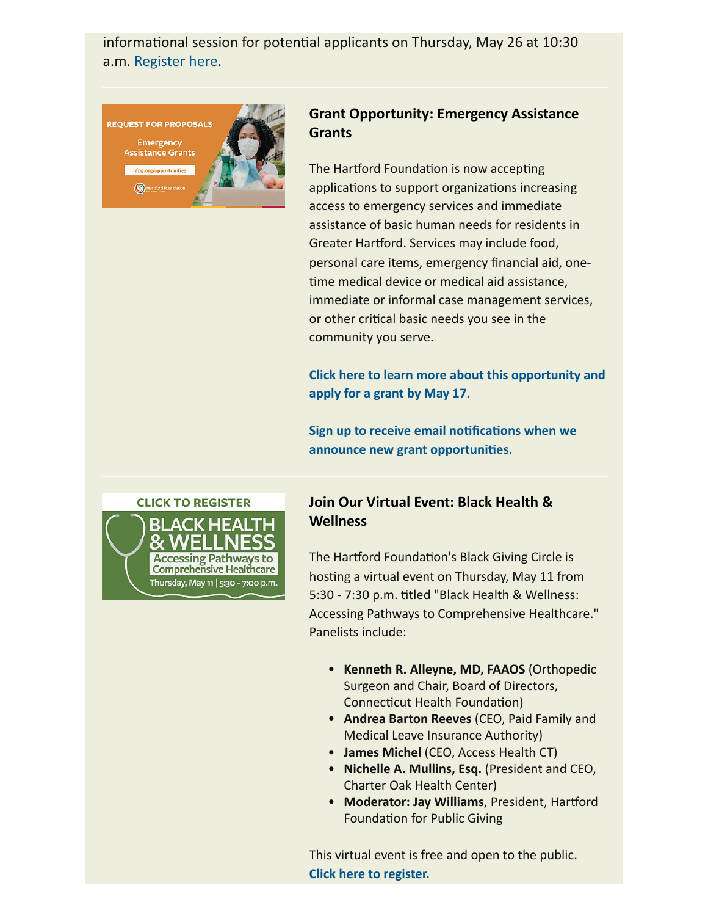informational session for potential applicants on Thursday, May 26 at 10:30 a.m. Register here.

### Grant Opportunity: Emergency Assistance Grants

The Hartford Foundation is now accepting applications to support organizations increasing access to emergency services and immediate assistance of basic human needs for residents in Greater Hartford. Services may include food, personal care items, emergency financial aid, one-time medical device or medical aid assistance, immediate or informal case management services, or other critical basic needs you see in the community you serve.

**Click here to learn more about this opportunity and apply for a grant by May 17.**

**Sign up to receive email notifications when we announce new grant opportunities.**

### Join Our Virtual Event: Black Health & Wellness

The Hartford Foundation's Black Giving Circle is hosting a virtual event on Thursday, May 11 from 5:30 - 7:30 p.m. titled "Black Health & Wellness: Accessing Pathways to Comprehensive Healthcare." Panelists include:

- **Kenneth R. Alleyne, MD, FAAOS** (Orthopedic Surgeon and Chair, Board of Directors, Connecticut Health Foundation)
- **Andrea Barton Reeves** (CEO, Paid Family and Medical Leave Insurance Authority)
- **James Michel** (CEO, Access Health CT)
- **Nichelle A. Mullins, Esq.** (President and CEO, Charter Oak Health Center)
- **Moderator: Jay Williams**, President, Hartford Foundation for Public Giving

This virtual event is free and open to the public. **Click here to register.**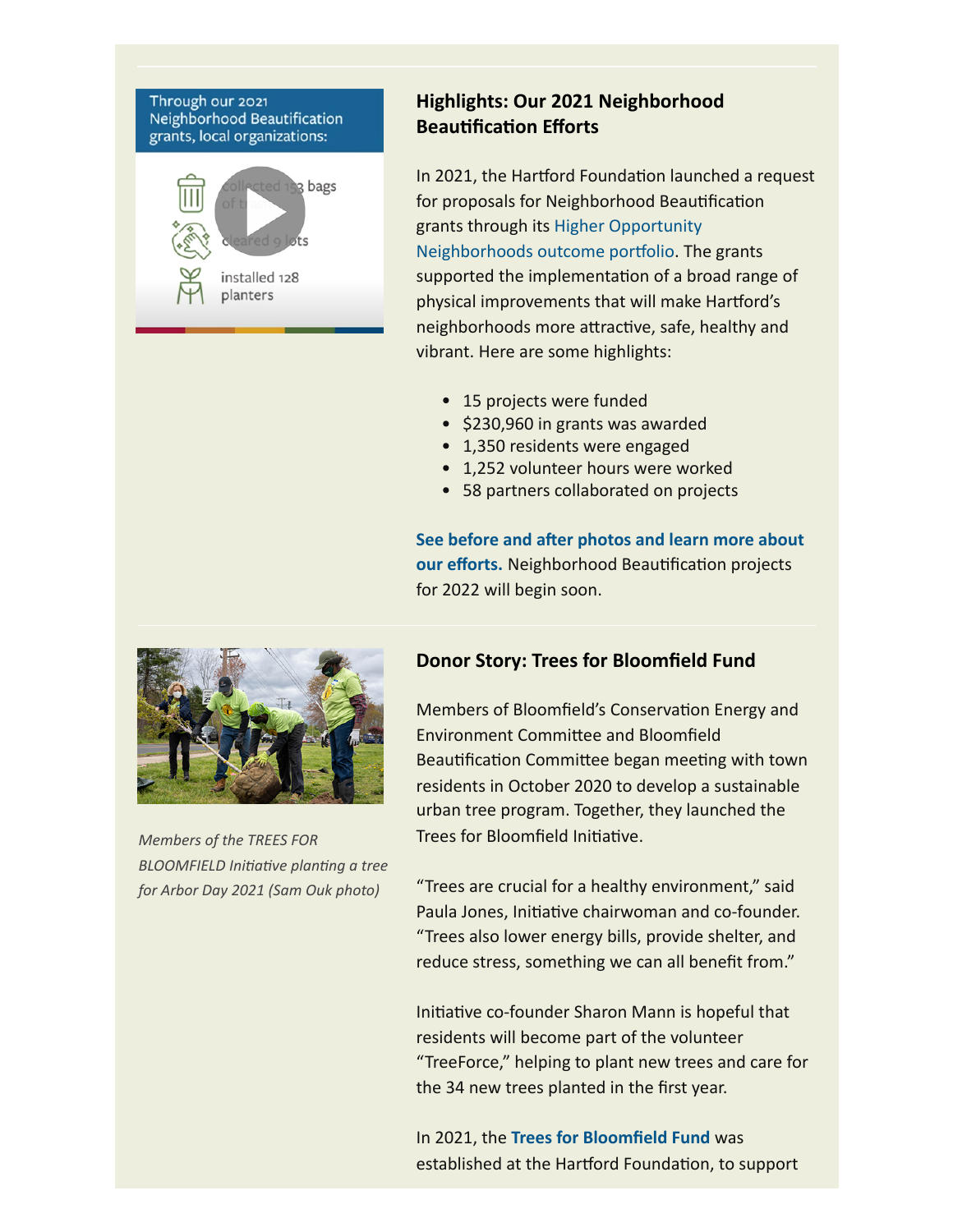Through our 2021 Neighborhood Beautification grants, local organizations:

collected 153 bags of trash

cleared 9 lots

installed 128 planters

## Highlights: Our 2021 Neighborhood Beautification Efforts

In 2021, the Hartford Foundation launched a request for proposals for Neighborhood Beautification grants through its Higher Opportunity Neighborhoods outcome portfolio. The grants supported the implementation of a broad range of physical improvements that will make Hartford's neighborhoods more attractive, safe, healthy and vibrant. Here are some highlights:

- 15 projects were funded
- $230,960 in grants was awarded
- 1,350 residents were engaged
- 1,252 volunteer hours were worked
- 58 partners collaborated on projects

**See before and after photos and learn more about our efforts.** Neighborhood Beautification projects for 2022 will begin soon.

*Members of the TREES FOR BLOOMFIELD Initiative planting a tree for Arbor Day 2021 (Sam Ouk photo)*

## Donor Story: Trees for Bloomfield Fund

Members of Bloomfield's Conservation Energy and Environment Committee and Bloomfield Beautification Committee began meeting with town residents in October 2020 to develop a sustainable urban tree program. Together, they launched the Trees for Bloomfield Initiative.

"Trees are crucial for a healthy environment," said Paula Jones, Initiative chairwoman and co-founder. "Trees also lower energy bills, provide shelter, and reduce stress, something we can all benefit from."

Initiative co-founder Sharon Mann is hopeful that residents will become part of the volunteer "TreeForce," helping to plant new trees and care for the 34 new trees planted in the first year.

In 2021, the **Trees for Bloomfield Fund** was established at the Hartford Foundation, to support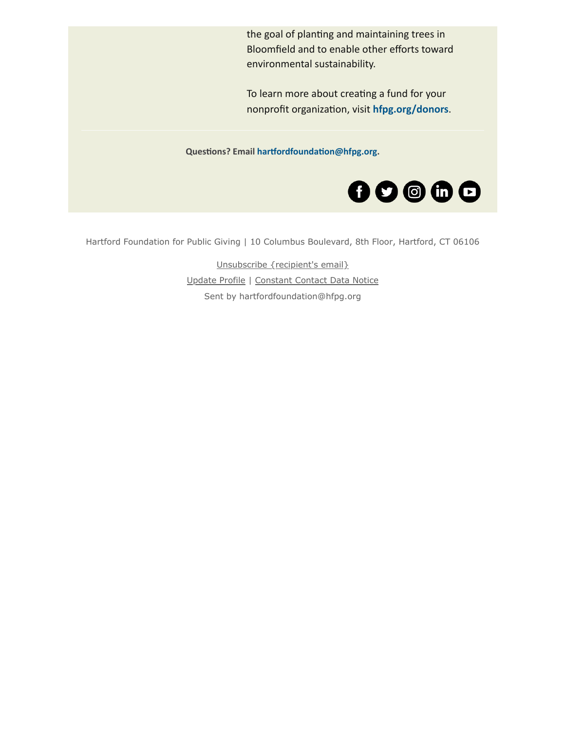the goal of planting and maintaining trees in Bloomfield and to enable other efforts toward environmental sustainability.

To learn more about creating a fund for your nonprofit organization, visit **hfpg.org/donors**.

---

**Questions? Email hartfordfoundation@hfpg.org.**

Hartford Foundation for Public Giving | 10 Columbus Boulevard, 8th Floor, Hartford, CT 06106

Unsubscribe {recipient's email}

Update Profile | Constant Contact Data Notice

Sent by hartfordfoundation@hfpg.org